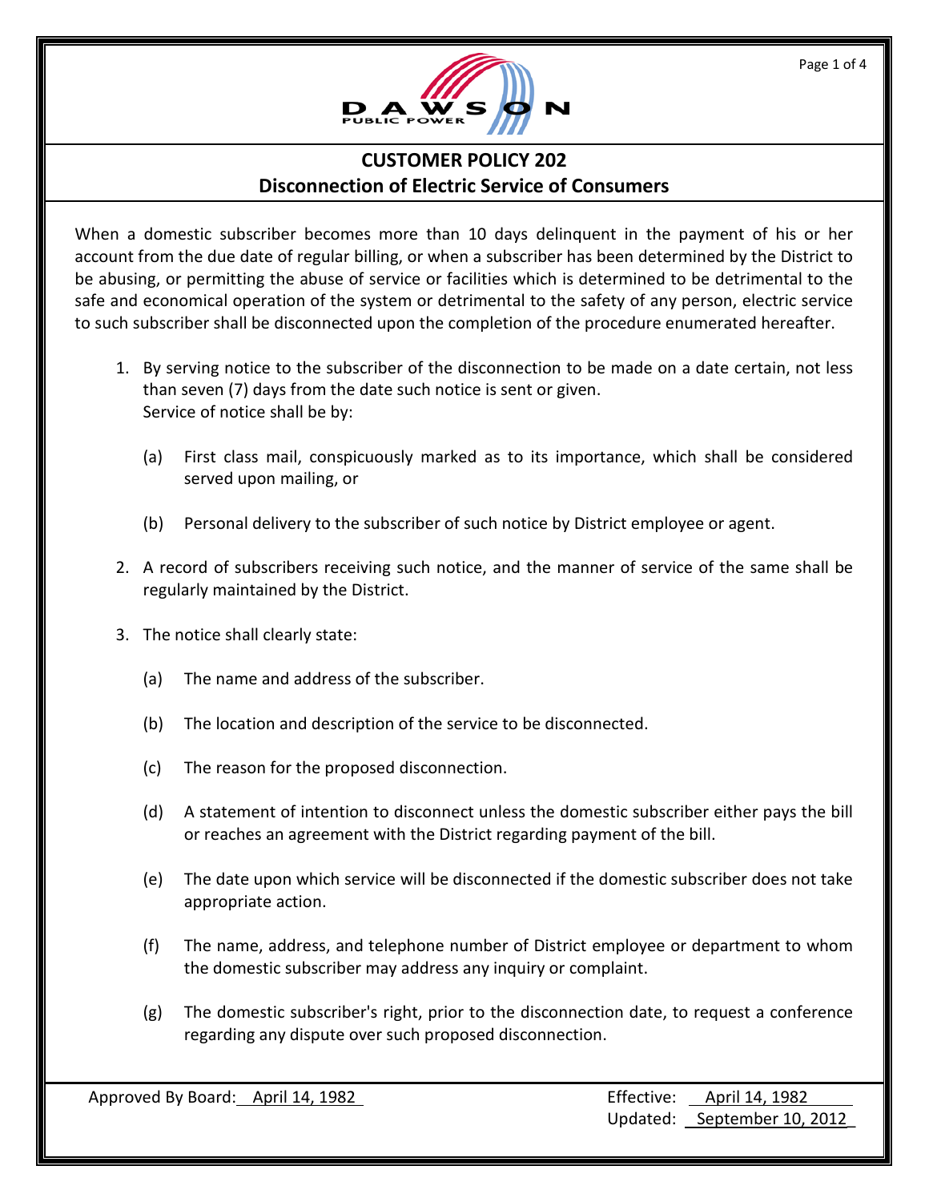# CUSTOMER POLICY 202
## Disconnection of Electric Service of Consumers

When a domestic subscriber becomes more than 10 days delinquent in the payment of his or her account from the due date of regular billing, or when a subscriber has been determined by the District to be abusing, or permitting the abuse of service or facilities which is determined to be detrimental to the safe and economical operation of the system or detrimental to the safety of any person, electric service to such subscriber shall be disconnected upon the completion of the procedure enumerated hereafter.

1. By serving notice to the subscriber of the disconnection to be made on a date certain, not less than seven (7) days from the date such notice is sent or given.
   Service of notice shall be by:

   (a) First class mail, conspicuously marked as to its importance, which shall be considered served upon mailing, or

   (b) Personal delivery to the subscriber of such notice by District employee or agent.

2. A record of subscribers receiving such notice, and the manner of service of the same shall be regularly maintained by the District.

3. The notice shall clearly state:

   (a) The name and address of the subscriber.

   (b) The location and description of the service to be disconnected.

   (c) The reason for the proposed disconnection.

   (d) A statement of intention to disconnect unless the domestic subscriber either pays the bill or reaches an agreement with the District regarding payment of the bill.

   (e) The date upon which service will be disconnected if the domestic subscriber does not take appropriate action.

   (f) The name, address, and telephone number of District employee or department to whom the domestic subscriber may address any inquiry or complaint.

   (g) The domestic subscriber's right, prior to the disconnection date, to request a conference regarding any dispute over such proposed disconnection.

Approved By Board: April 14, 1982

Effective: April 14, 1982
Updated: September 10, 2012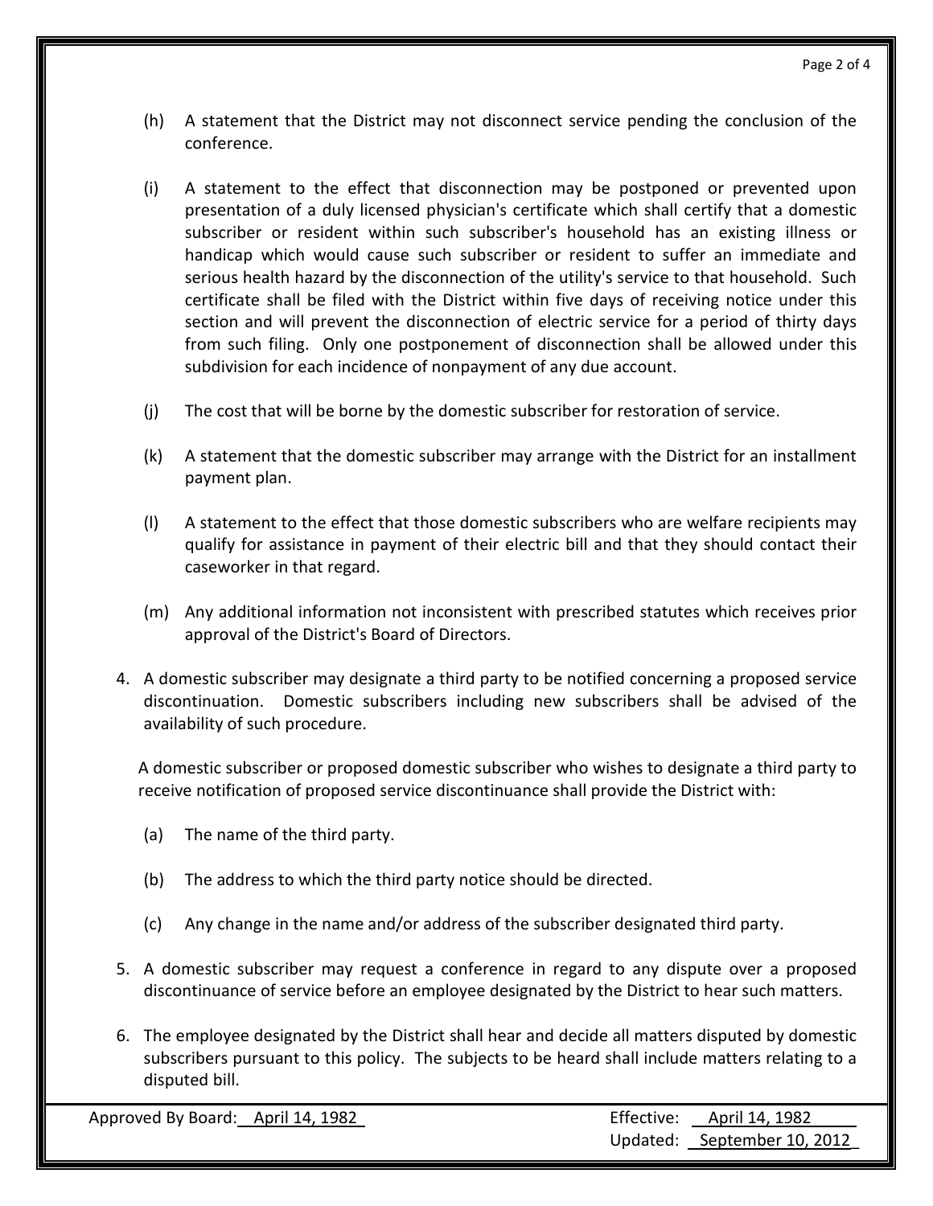(h) A statement that the District may not disconnect service pending the conclusion of the conference.

(i) A statement to the effect that disconnection may be postponed or prevented upon presentation of a duly licensed physician's certificate which shall certify that a domestic subscriber or resident within such subscriber's household has an existing illness or handicap which would cause such subscriber or resident to suffer an immediate and serious health hazard by the disconnection of the utility's service to that household. Such certificate shall be filed with the District within five days of receiving notice under this section and will prevent the disconnection of electric service for a period of thirty days from such filing. Only one postponement of disconnection shall be allowed under this subdivision for each incidence of nonpayment of any due account.

(j) The cost that will be borne by the domestic subscriber for restoration of service.

(k) A statement that the domestic subscriber may arrange with the District for an installment payment plan.

(l) A statement to the effect that those domestic subscribers who are welfare recipients may qualify for assistance in payment of their electric bill and that they should contact their caseworker in that regard.

(m) Any additional information not inconsistent with prescribed statutes which receives prior approval of the District's Board of Directors.

4. A domestic subscriber may designate a third party to be notified concerning a proposed service discontinuation. Domestic subscribers including new subscribers shall be advised of the availability of such procedure.

   A domestic subscriber or proposed domestic subscriber who wishes to designate a third party to receive notification of proposed service discontinuance shall provide the District with:

   (a) The name of the third party.

   (b) The address to which the third party notice should be directed.

   (c) Any change in the name and/or address of the subscriber designated third party.

5. A domestic subscriber may request a conference in regard to any dispute over a proposed discontinuance of service before an employee designated by the District to hear such matters.

6. The employee designated by the District shall hear and decide all matters disputed by domestic subscribers pursuant to this policy. The subjects to be heard shall include matters relating to a disputed bill.

Approved By Board: April 14, 1982 | Effective: April 14, 1982 | Updated: September 10, 2012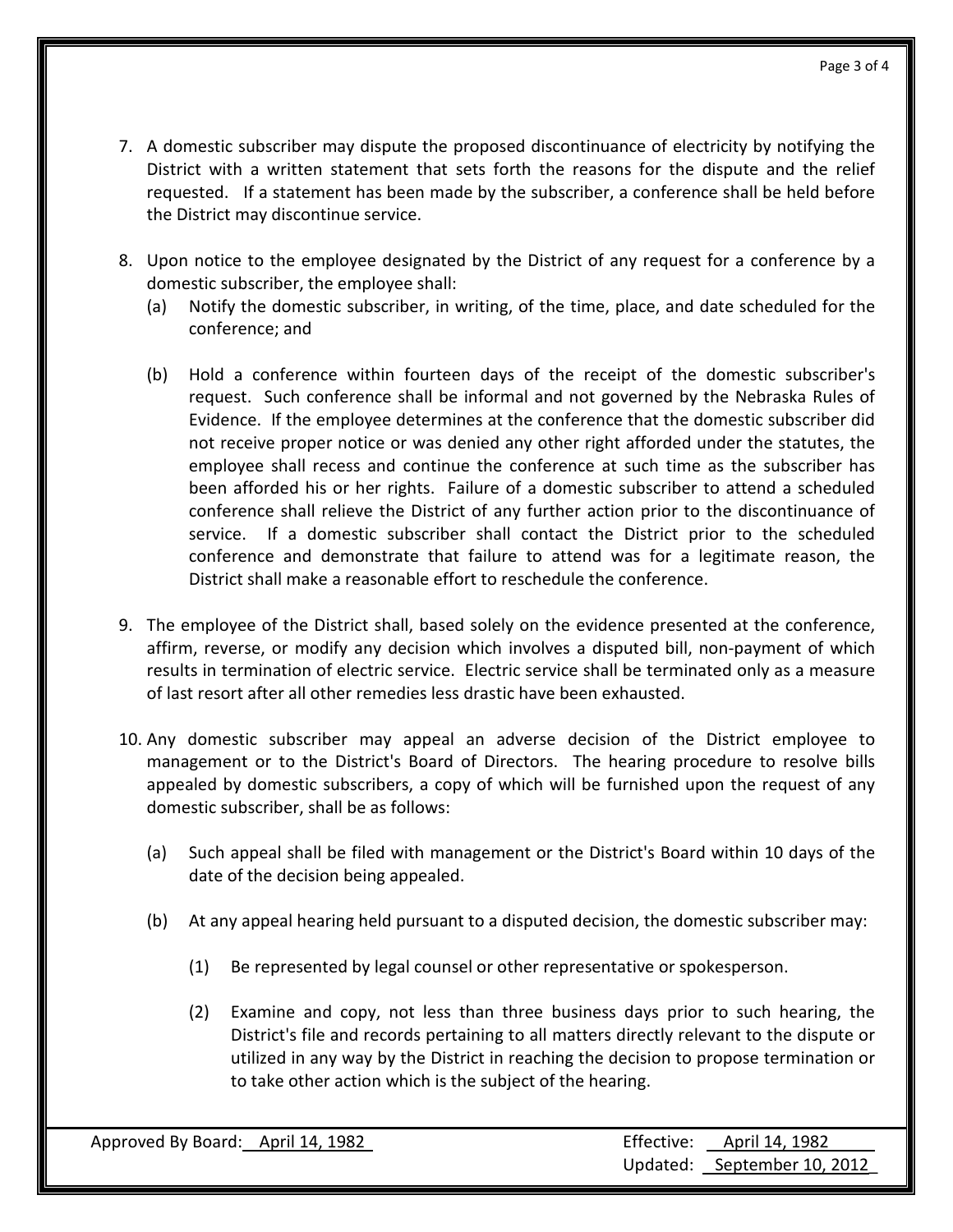7. A domestic subscriber may dispute the proposed discontinuance of electricity by notifying the District with a written statement that sets forth the reasons for the dispute and the relief requested. If a statement has been made by the subscriber, a conference shall be held before the District may discontinue service.

8. Upon notice to the employee designated by the District of any request for a conference by a domestic subscriber, the employee shall:
   (a) Notify the domestic subscriber, in writing, of the time, place, and date scheduled for the conference; and

   (b) Hold a conference within fourteen days of the receipt of the domestic subscriber's request. Such conference shall be informal and not governed by the Nebraska Rules of Evidence. If the employee determines at the conference that the domestic subscriber did not receive proper notice or was denied any other right afforded under the statutes, the employee shall recess and continue the conference at such time as the subscriber has been afforded his or her rights. Failure of a domestic subscriber to attend a scheduled conference shall relieve the District of any further action prior to the discontinuance of service. If a domestic subscriber shall contact the District prior to the scheduled conference and demonstrate that failure to attend was for a legitimate reason, the District shall make a reasonable effort to reschedule the conference.

9. The employee of the District shall, based solely on the evidence presented at the conference, affirm, reverse, or modify any decision which involves a disputed bill, non-payment of which results in termination of electric service. Electric service shall be terminated only as a measure of last resort after all other remedies less drastic have been exhausted.

10. Any domestic subscriber may appeal an adverse decision of the District employee to management or to the District's Board of Directors. The hearing procedure to resolve bills appealed by domestic subscribers, a copy of which will be furnished upon the request of any domestic subscriber, shall be as follows:

    (a) Such appeal shall be filed with management or the District's Board within 10 days of the date of the decision being appealed.

    (b) At any appeal hearing held pursuant to a disputed decision, the domestic subscriber may:

        (1) Be represented by legal counsel or other representative or spokesperson.

        (2) Examine and copy, not less than three business days prior to such hearing, the District's file and records pertaining to all matters directly relevant to the dispute or utilized in any way by the District in reaching the decision to propose termination or to take other action which is the subject of the hearing.

Approved By Board: April 14, 1982 | Effective: April 14, 1982 | Updated: September 10, 2012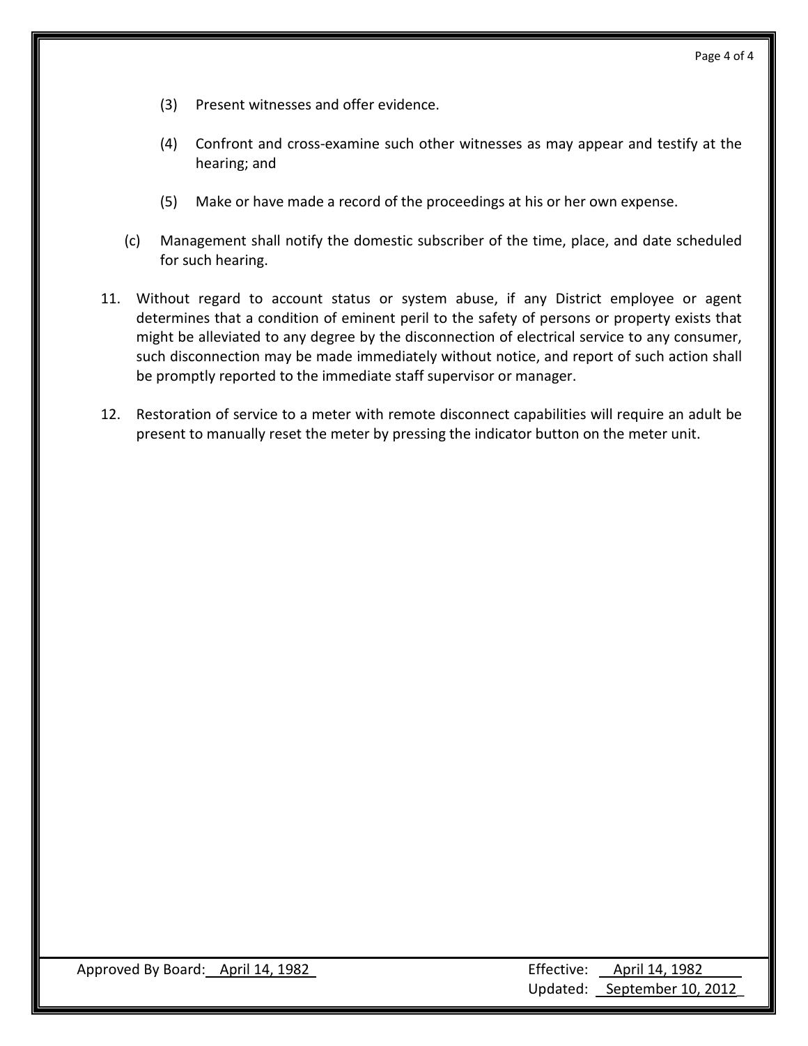(3) Present witnesses and offer evidence.

(4) Confront and cross-examine such other witnesses as may appear and testify at the hearing; and

(5) Make or have made a record of the proceedings at his or her own expense.

(c) Management shall notify the domestic subscriber of the time, place, and date scheduled for such hearing.

11. Without regard to account status or system abuse, if any District employee or agent determines that a condition of eminent peril to the safety of persons or property exists that might be alleviated to any degree by the disconnection of electrical service to any consumer, such disconnection may be made immediately without notice, and report of such action shall be promptly reported to the immediate staff supervisor or manager.

12. Restoration of service to a meter with remote disconnect capabilities will require an adult be present to manually reset the meter by pressing the indicator button on the meter unit.

Approved By Board: April 14, 1982

Effective: April 14, 1982
Updated: September 10, 2012